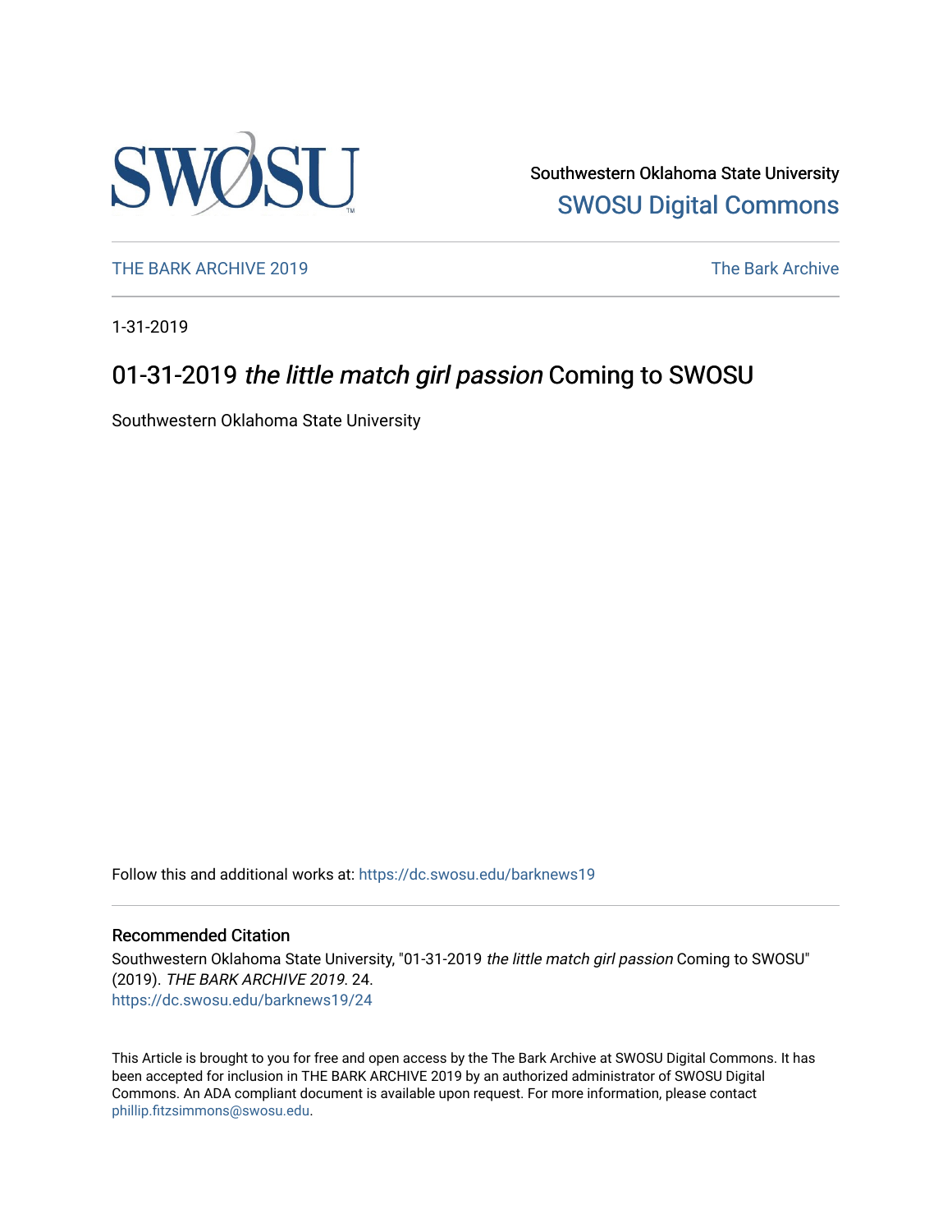Southwestern Oklahoma State University

SWOSU Digital Commons

THE BARK ARCHIVE 2019 | The Bark Archive

1-31-2019

# 01-31-2019 *the little match girl passion* Coming to SWOSU

Southwestern Oklahoma State University

Follow this and additional works at: https://dc.swosu.edu/barknews19

## Recommended Citation

Southwestern Oklahoma State University, "01-31-2019 *the little match girl passion* Coming to SWOSU" (2019). *THE BARK ARCHIVE 2019*. 24.
https://dc.swosu.edu/barknews19/24

This Article is brought to you for free and open access by the The Bark Archive at SWOSU Digital Commons. It has been accepted for inclusion in THE BARK ARCHIVE 2019 by an authorized administrator of SWOSU Digital Commons. An ADA compliant document is available upon request. For more information, please contact phillip.fitzsimmons@swosu.edu.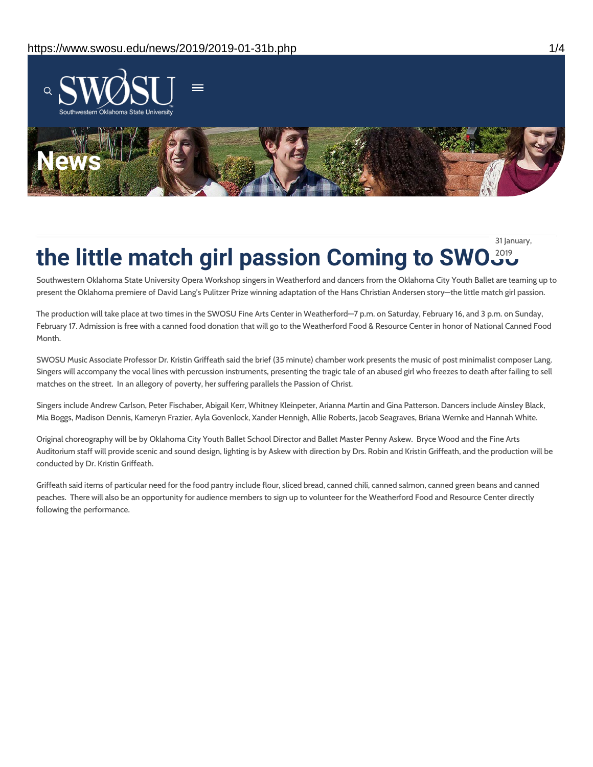# the little match girl passion Coming to SWOSU

31 January, 2019

Southwestern Oklahoma State University Opera Workshop singers in Weatherford and dancers from the Oklahoma City Youth Ballet are teaming up to present the Oklahoma premiere of David Lang's Pulitzer Prize winning adaptation of the Hans Christian Andersen story—the little match girl passion.

The production will take place at two times in the SWOSU Fine Arts Center in Weatherford—7 p.m. on Saturday, February 16, and 3 p.m. on Sunday, February 17. Admission is free with a canned food donation that will go to the Weatherford Food & Resource Center in honor of National Canned Food Month.

SWOSU Music Associate Professor Dr. Kristin Griffeath said the brief (35 minute) chamber work presents the music of post minimalist composer Lang. Singers will accompany the vocal lines with percussion instruments, presenting the tragic tale of an abused girl who freezes to death after failing to sell matches on the street. In an allegory of poverty, her suffering parallels the Passion of Christ.

Singers include Andrew Carlson, Peter Fischaber, Abigail Kerr, Whitney Kleinpeter, Arianna Martin and Gina Patterson. Dancers include Ainsley Black, Mia Boggs, Madison Dennis, Kameryn Frazier, Ayla Govenlock, Xander Hennigh, Allie Roberts, Jacob Seagraves, Briana Wernke and Hannah White.

Original choreography will be by Oklahoma City Youth Ballet School Director and Ballet Master Penny Askew. Bryce Wood and the Fine Arts Auditorium staff will provide scenic and sound design, lighting is by Askew with direction by Drs. Robin and Kristin Griffeath, and the production will be conducted by Dr. Kristin Griffeath.

Griffeath said items of particular need for the food pantry include flour, sliced bread, canned chili, canned salmon, canned green beans and canned peaches. There will also be an opportunity for audience members to sign up to volunteer for the Weatherford Food and Resource Center directly following the performance.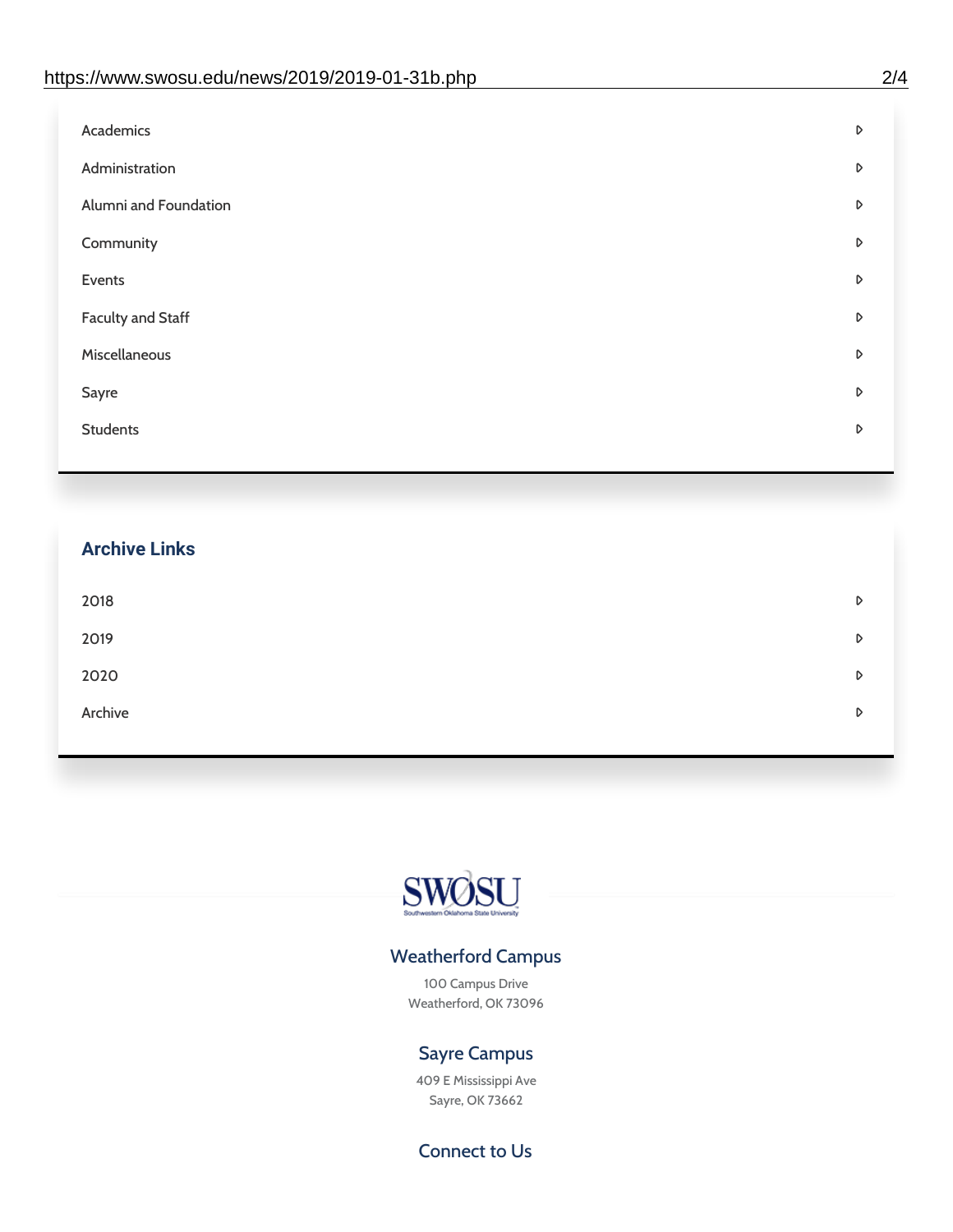- Academics
- Administration
- Alumni and Foundation
- Community
- Events
- Faculty and Staff
- Miscellaneous
- Sayre
- Students

## Archive Links

- 2018
- 2019
- 2020
- Archive

SWOSU

Southwestern Oklahoma State University

### Weatherford Campus

100 Campus Drive
Weatherford, OK 73096

### Sayre Campus

409 E Mississippi Ave
Sayre, OK 73662

### Connect to Us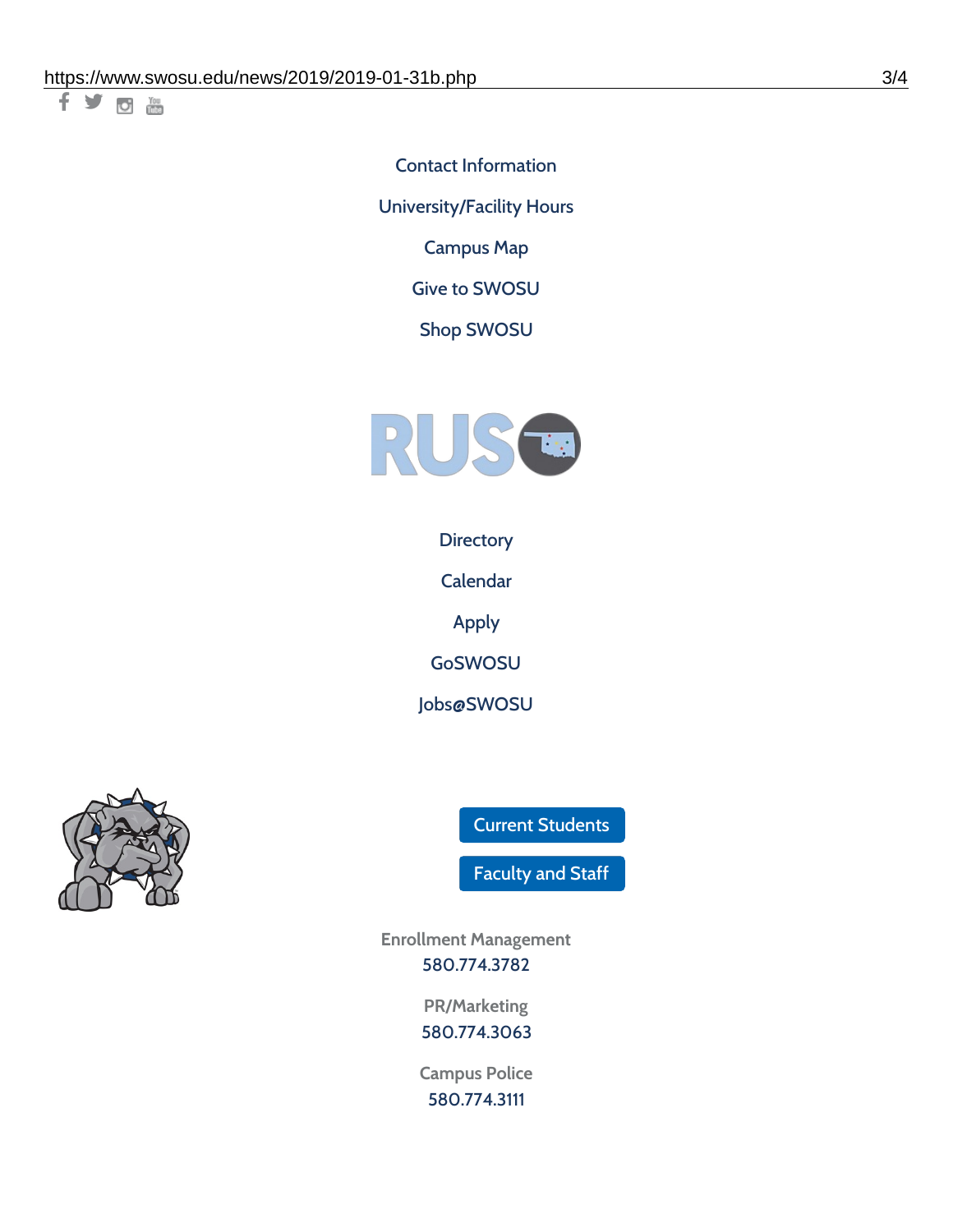Contact Information

University/Facility Hours

Campus Map

Give to SWOSU

Shop SWOSU

Directory

Calendar

Apply

GoSWOSU

Jobs@SWOSU

Current Students

Faculty and Staff

Enrollment Management
580.774.3782

PR/Marketing
580.774.3063

Campus Police
580.774.3111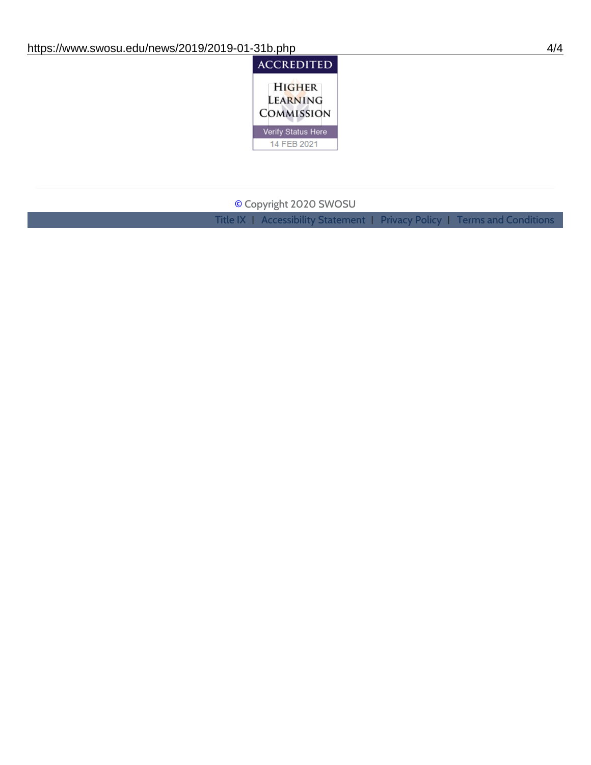ACCREDITED

HIGHER LEARNING COMMISSION

Verify Status Here

14 FEB 2021

© Copyright 2020 SWOSU

Title IX | Accessibility Statement | Privacy Policy | Terms and Conditions